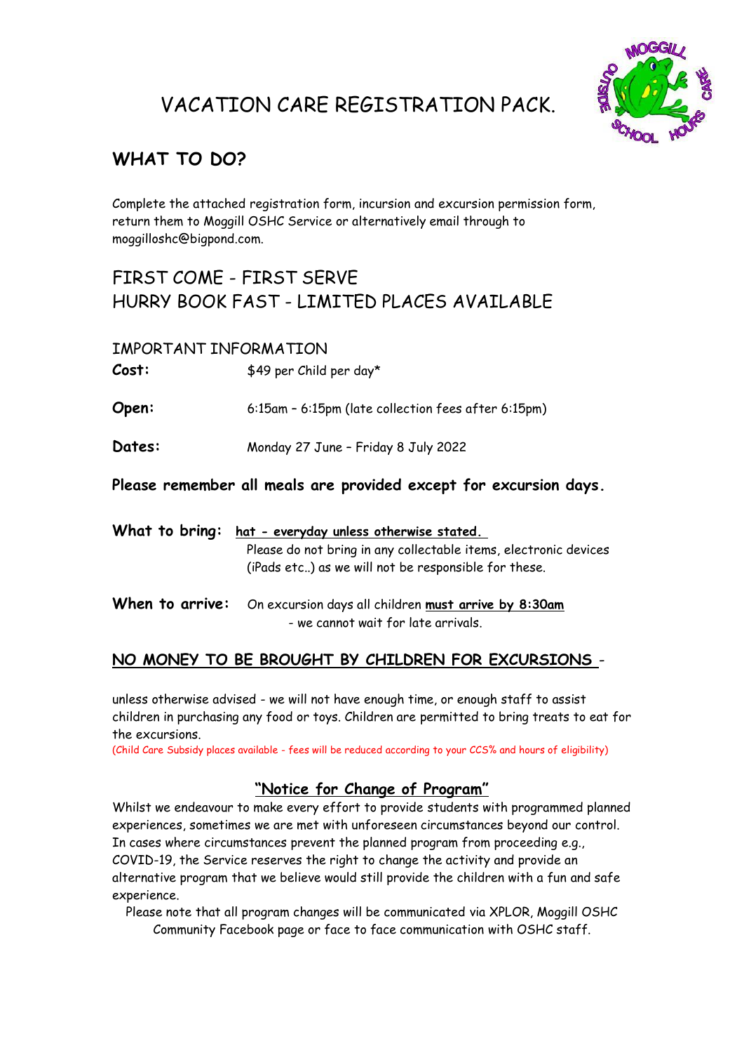# VACATION CARE REGISTRATION PACK.

## WHAT TO DO?

Complete the attached registration form, incursion and excursion permission form, return them to Moggill OSHC Service or alternatively email through to moggilloshc@bigpond.com.

## FIRST COME - FIRST SERVE
## HURRY BOOK FAST - LIMITED PLACES AVAILABLE

IMPORTANT INFORMATION

**Cost:** $49 per Child per day*

**Open:** 6:15am – 6:15pm (late collection fees after 6:15pm)

**Dates:** Monday 27 June – Friday 8 July 2022

**Please remember all meals are provided except for excursion days.**

**What to bring:** **hat - everyday unless otherwise stated.**
Please do not bring in any collectable items, electronic devices (iPads etc..) as we will not be responsible for these.

**When to arrive:** On excursion days all children **must arrive by 8:30am** - we cannot wait for late arrivals.

**NO MONEY TO BE BROUGHT BY CHILDREN FOR EXCURSIONS** - unless otherwise advised - we will not have enough time, or enough staff to assist children in purchasing any food or toys. Children are permitted to bring treats to eat for the excursions.

(Child Care Subsidy places available - fees will be reduced according to your CCS% and hours of eligibility)

### "Notice for Change of Program"

Whilst we endeavour to make every effort to provide students with programmed planned experiences, sometimes we are met with unforeseen circumstances beyond our control. In cases where circumstances prevent the planned program from proceeding e.g., COVID-19, the Service reserves the right to change the activity and provide an alternative program that we believe would still provide the children with a fun and safe experience.

Please note that all program changes will be communicated via XPLOR, Moggill OSHC Community Facebook page or face to face communication with OSHC staff.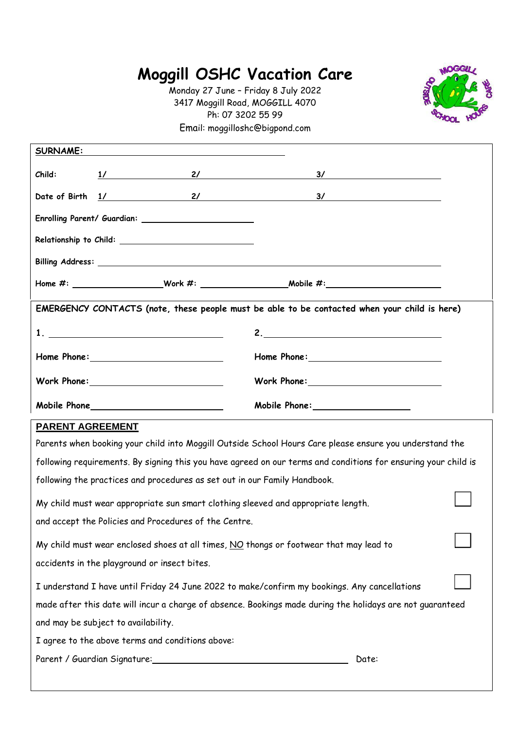# Moggill OSHC Vacation Care

Monday 27 June – Friday 8 July 2022
3417 Moggill Road, MOGGILL 4070
Ph: 07 3202 55 99
Email: moggilloshc@bigpond.com

**SURNAME:** ______________________________

**Child:** 1/ ______________ 2/ ______________ 3/ ______________

**Date of Birth** 1/ ______________ 2/ ______________ 3/ ______________

**Enrolling Parent/ Guardian:** ______________________

**Relationship to Child:** ______________________

**Billing Address:** ____________________________________________

**Home #:** ______________ **Work #:** ______________ **Mobile #:** ______________

**EMERGENCY CONTACTS (note, these people must be able to be contacted when your child is here)**

| | |
|---|---|
| **1.** ______________________ | **2.** ______________________ |
| **Home Phone:** ______________ | **Home Phone:** ______________ |
| **Work Phone:** ______________ | **Work Phone:** ______________ |
| **Mobile Phone** ______________ | **Mobile Phone:** ______________ |

**PARENT AGREEMENT**

Parents when booking your child into Moggill Outside School Hours Care please ensure you understand the following requirements. By signing this you have agreed on our terms and conditions for ensuring your child is following the practices and procedures as set out in our Family Handbook.

My child must wear appropriate sun smart clothing sleeved and appropriate length. and accept the Policies and Procedures of the Centre. ☐

My child must wear enclosed shoes at all times, NO thongs or footwear that may lead to accidents in the playground or insect bites. ☐

I understand I have until Friday 24 June 2022 to make/confirm my bookings. Any cancellations made after this date will incur a charge of absence. Bookings made during the holidays are not guaranteed and may be subject to availability. ☐

I agree to the above terms and conditions above:

Parent / Guardian Signature: ______________________ Date: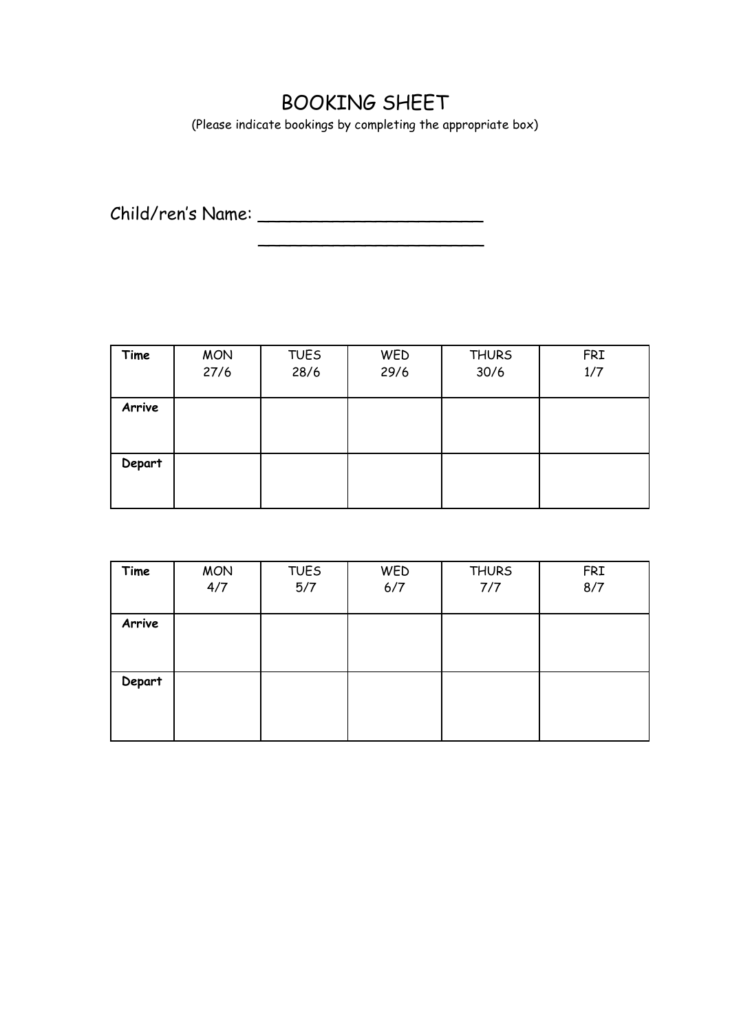# BOOKING SHEET

(Please indicate bookings by completing the appropriate box)

Child/ren's Name: ______________________

______________________

| **Time** | MON 27/6 | TUES 28/6 | WED 29/6 | THURS 30/6 | FRI 1/7 |
|---|---|---|---|---|---|
| **Arrive** | | | | | |
| **Depart** | | | | | |

| **Time** | MON 4/7 | TUES 5/7 | WED 6/7 | THURS 7/7 | FRI 8/7 |
|---|---|---|---|---|---|
| **Arrive** | | | | | |
| **Depart** | | | | | |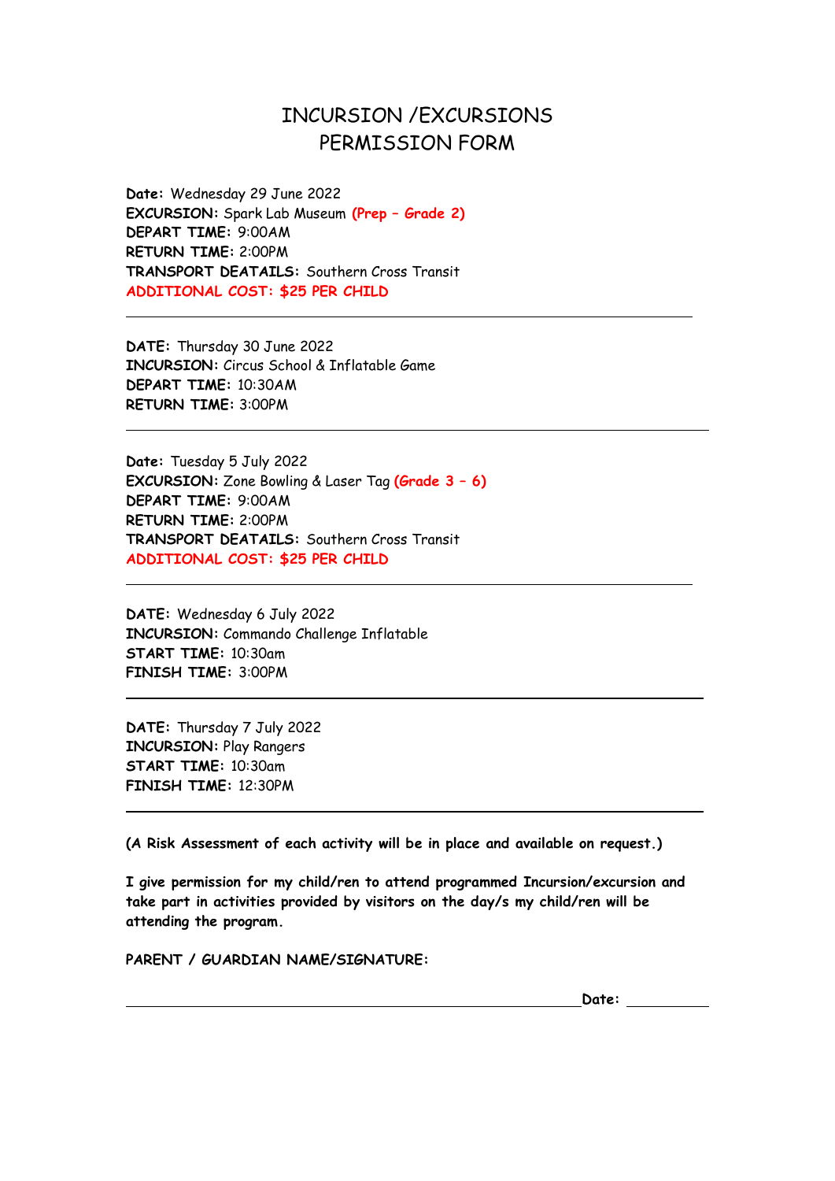# INCURSION /EXCURSIONS PERMISSION FORM

**Date:** Wednesday 29 June 2022
**EXCURSION:** Spark Lab Museum **(Prep – Grade 2)**
**DEPART TIME:** 9:00AM
**RETURN TIME:** 2:00PM
**TRANSPORT DEATAILS:** Southern Cross Transit
**ADDITIONAL COST: $25 PER CHILD**

---

**DATE:** Thursday 30 June 2022
**INCURSION:** Circus School & Inflatable Game
**DEPART TIME:** 10:30AM
**RETURN TIME:** 3:00PM

---

**Date:** Tuesday 5 July 2022
**EXCURSION:** Zone Bowling & Laser Tag **(Grade 3 – 6)**
**DEPART TIME:** 9:00AM
**RETURN TIME:** 2:00PM
**TRANSPORT DEATAILS:** Southern Cross Transit
**ADDITIONAL COST: $25 PER CHILD**

---

**DATE:** Wednesday 6 July 2022
**INCURSION:** Commando Challenge Inflatable
**START TIME:** 10:30am
**FINISH TIME:** 3:00PM

---

**DATE:** Thursday 7 July 2022
**INCURSION:** Play Rangers
**START TIME:** 10:30am
**FINISH TIME:** 12:30PM

---

**(A Risk Assessment of each activity will be in place and available on request.)**

**I give permission for my child/ren to attend programmed Incursion/excursion and take part in activities provided by visitors on the day/s my child/ren will be attending the program.**

**PARENT / GUARDIAN NAME/SIGNATURE:**

\_\_\_\_\_\_\_\_\_\_\_\_\_\_\_\_\_\_\_\_\_\_\_\_\_\_\_\_\_\_\_\_\_\_\_\_\_\_\_\_\_\_\_\_\_\_\_\_\_\_\_\_ **Date:** \_\_\_\_\_\_\_\_\_\_